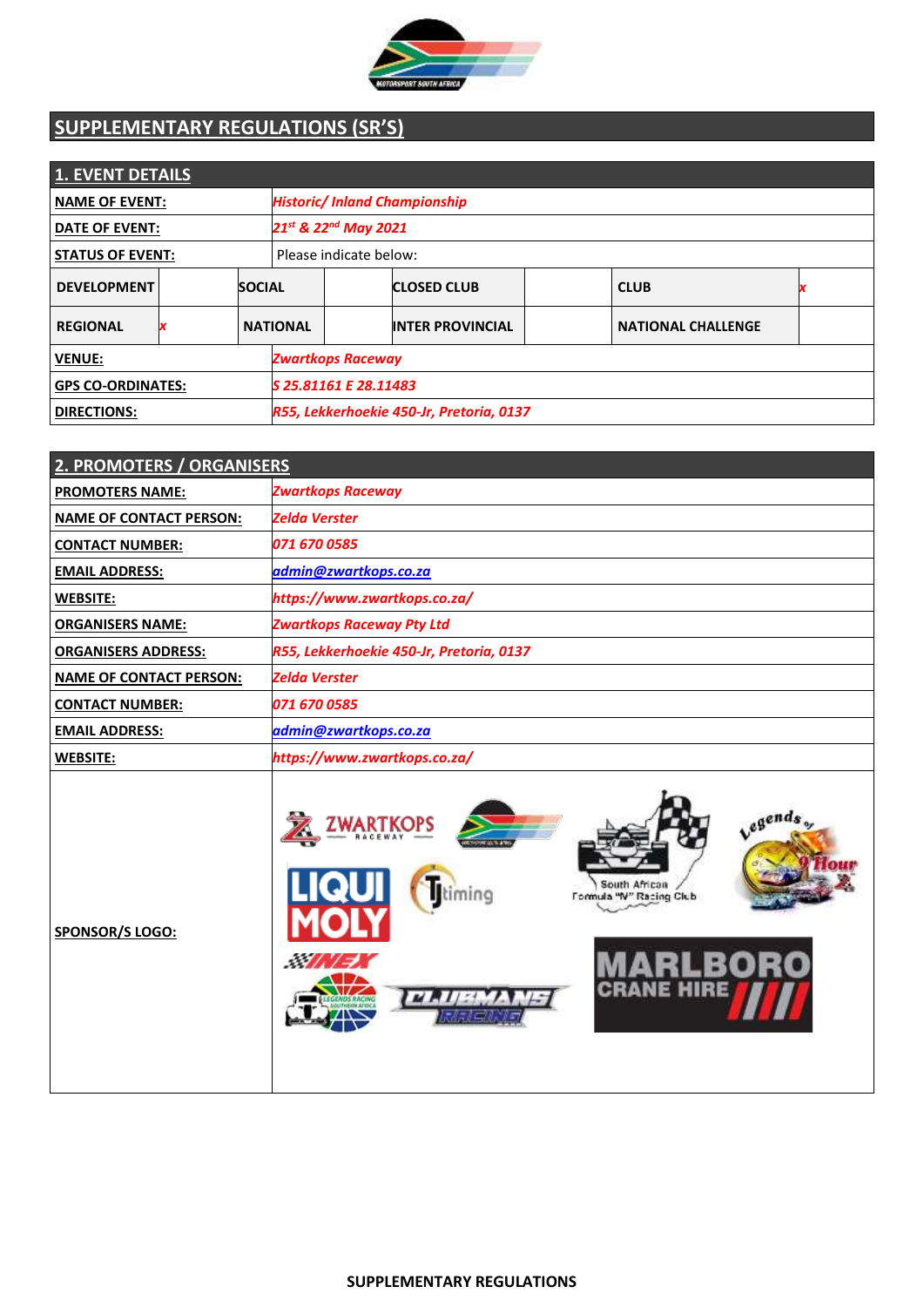# SUPPLEMENTARY REGULATIONS (SR'S)

| 1. EVENT DETAILS | | | | | | | |
|---|---|---|---|---|---|---|---|
| NAME OF EVENT: | *Historic/ Inland Championship* | | | | | | |
| DATE OF EVENT: | *21st & 22nd May 2021* | | | | | | |
| STATUS OF EVENT: | Please indicate below: | | | | | | |
| DEVELOPMENT | | SOCIAL | | CLOSED CLUB | | CLUB | *x* |
| REGIONAL | *x* | NATIONAL | | INTER PROVINCIAL | | NATIONAL CHALLENGE | |
| VENUE: | *Zwartkops Raceway* | | | | | | |
| GPS CO-ORDINATES: | *S 25.81161 E 28.11483* | | | | | | |
| DIRECTIONS: | *R55, Lekkerhoekie 450-Jr, Pretoria, 0137* | | | | | | |

| 2. PROMOTERS / ORGANISERS | |
|---|---|
| PROMOTERS NAME: | *Zwartkops Raceway* |
| NAME OF CONTACT PERSON: | *Zelda Verster* |
| CONTACT NUMBER: | *071 670 0585* |
| EMAIL ADDRESS: | *admin@zwartkops.co.za* |
| WEBSITE: | *https://www.zwartkops.co.za/* |
| ORGANISERS NAME: | *Zwartkops Raceway Pty Ltd* |
| ORGANISERS ADDRESS: | *R55, Lekkerhoekie 450-Jr, Pretoria, 0137* |
| NAME OF CONTACT PERSON: | *Zelda Verster* |
| CONTACT NUMBER: | *071 670 0585* |
| EMAIL ADDRESS: | *admin@zwartkops.co.za* |
| WEBSITE: | *https://www.zwartkops.co.za/* |
| SPONSOR/S LOGO: | |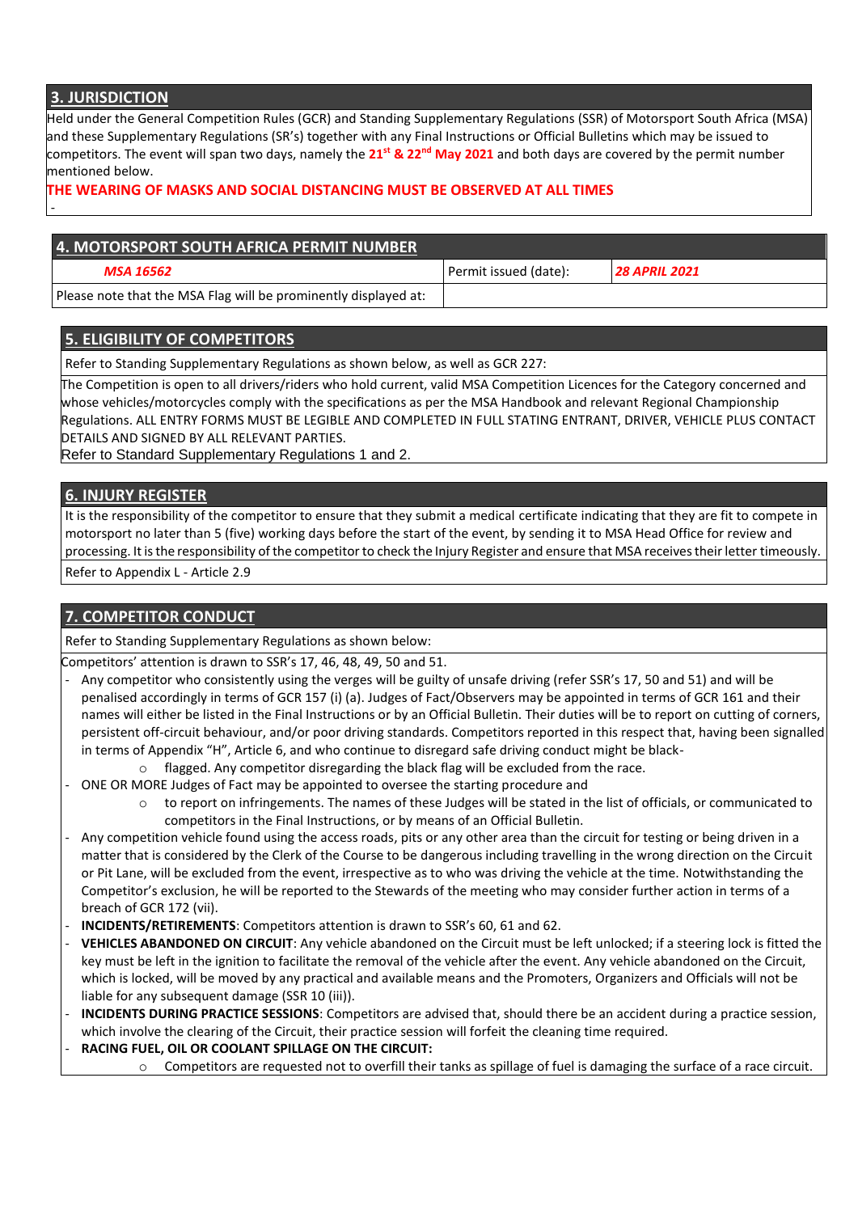## 3. JURISDICTION

Held under the General Competition Rules (GCR) and Standing Supplementary Regulations (SSR) of Motorsport South Africa (MSA) and these Supplementary Regulations (SR's) together with any Final Instructions or Official Bulletins which may be issued to competitors. The event will span two days, namely the **21st & 22nd May 2021** and both days are covered by the permit number mentioned below.

**THE WEARING OF MASKS AND SOCIAL DISTANCING MUST BE OBSERVED AT ALL TIMES**

-

## 4. MOTORSPORT SOUTH AFRICA PERMIT NUMBER

| ***MSA 16562*** | Permit issued (date): | ***28 APRIL 2021*** |
|---|---|---|
| Please note that the MSA Flag will be prominently displayed at: | | |

## 5. ELIGIBILITY OF COMPETITORS

Refer to Standing Supplementary Regulations as shown below, as well as GCR 227:

The Competition is open to all drivers/riders who hold current, valid MSA Competition Licences for the Category concerned and whose vehicles/motorcycles comply with the specifications as per the MSA Handbook and relevant Regional Championship Regulations. ALL ENTRY FORMS MUST BE LEGIBLE AND COMPLETED IN FULL STATING ENTRANT, DRIVER, VEHICLE PLUS CONTACT DETAILS AND SIGNED BY ALL RELEVANT PARTIES.

Refer to Standard Supplementary Regulations 1 and 2.

## 6. INJURY REGISTER

It is the responsibility of the competitor to ensure that they submit a medical certificate indicating that they are fit to compete in motorsport no later than 5 (five) working days before the start of the event, by sending it to MSA Head Office for review and processing. It is the responsibility of the competitor to check the Injury Register and ensure that MSA receives their letter timeously.

Refer to Appendix L - Article 2.9

## 7. COMPETITOR CONDUCT

Refer to Standing Supplementary Regulations as shown below:

Competitors' attention is drawn to SSR's 17, 46, 48, 49, 50 and 51.

- Any competitor who consistently using the verges will be guilty of unsafe driving (refer SSR's 17, 50 and 51) and will be penalised accordingly in terms of GCR 157 (i) (a). Judges of Fact/Observers may be appointed in terms of GCR 161 and their names will either be listed in the Final Instructions or by an Official Bulletin. Their duties will be to report on cutting of corners, persistent off-circuit behaviour, and/or poor driving standards. Competitors reported in this respect that, having been signalled in terms of Appendix "H", Article 6, and who continue to disregard safe driving conduct might be black-
  - flagged. Any competitor disregarding the black flag will be excluded from the race.
- ONE OR MORE Judges of Fact may be appointed to oversee the starting procedure and
  - to report on infringements. The names of these Judges will be stated in the list of officials, or communicated to competitors in the Final Instructions, or by means of an Official Bulletin.
- Any competition vehicle found using the access roads, pits or any other area than the circuit for testing or being driven in a matter that is considered by the Clerk of the Course to be dangerous including travelling in the wrong direction on the Circuit or Pit Lane, will be excluded from the event, irrespective as to who was driving the vehicle at the time. Notwithstanding the Competitor's exclusion, he will be reported to the Stewards of the meeting who may consider further action in terms of a breach of GCR 172 (vii).
- **INCIDENTS/RETIREMENTS**: Competitors attention is drawn to SSR's 60, 61 and 62.
- **VEHICLES ABANDONED ON CIRCUIT**: Any vehicle abandoned on the Circuit must be left unlocked; if a steering lock is fitted the key must be left in the ignition to facilitate the removal of the vehicle after the event. Any vehicle abandoned on the Circuit, which is locked, will be moved by any practical and available means and the Promoters, Organizers and Officials will not be liable for any subsequent damage (SSR 10 (iii)).
- **INCIDENTS DURING PRACTICE SESSIONS**: Competitors are advised that, should there be an accident during a practice session, which involve the clearing of the Circuit, their practice session will forfeit the cleaning time required.
- **RACING FUEL, OIL OR COOLANT SPILLAGE ON THE CIRCUIT:**
  - Competitors are requested not to overfill their tanks as spillage of fuel is damaging the surface of a race circuit.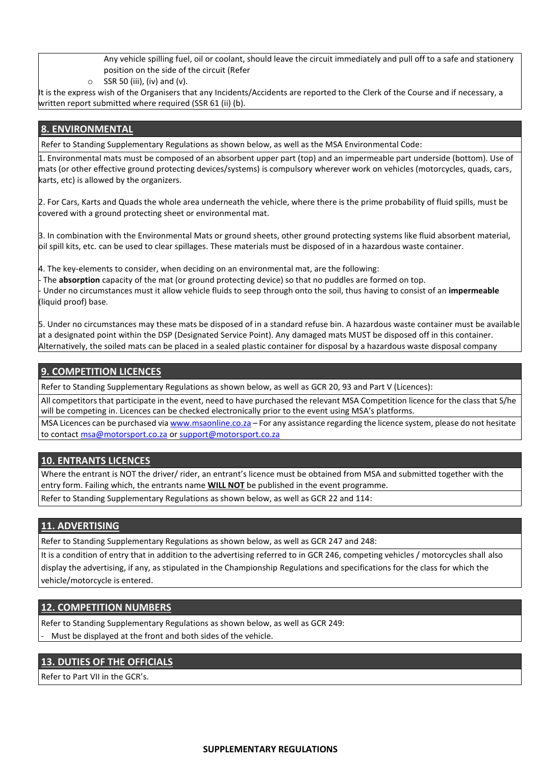Any vehicle spilling fuel, oil or coolant, should leave the circuit immediately and pull off to a safe and stationery position on the side of the circuit (Refer

- SSR 50 (iii), (iv) and (v).

It is the express wish of the Organisers that any Incidents/Accidents are reported to the Clerk of the Course and if necessary, a written report submitted where required (SSR 61 (ii) (b).

## 8. ENVIRONMENTAL

Refer to Standing Supplementary Regulations as shown below, as well as the MSA Environmental Code:

1. Environmental mats must be composed of an absorbent upper part (top) and an impermeable part underside (bottom). Use of mats (or other effective ground protecting devices/systems) is compulsory wherever work on vehicles (motorcycles, quads, cars, karts, etc) is allowed by the organizers.

2. For Cars, Karts and Quads the whole area underneath the vehicle, where there is the prime probability of fluid spills, must be covered with a ground protecting sheet or environmental mat.

3. In combination with the Environmental Mats or ground sheets, other ground protecting systems like fluid absorbent material, oil spill kits, etc. can be used to clear spillages. These materials must be disposed of in a hazardous waste container.

4. The key-elements to consider, when deciding on an environmental mat, are the following:
- The **absorption** capacity of the mat (or ground protecting device) so that no puddles are formed on top.
- Under no circumstances must it allow vehicle fluids to seep through onto the soil, thus having to consist of an **impermeable** (liquid proof) base.

5. Under no circumstances may these mats be disposed of in a standard refuse bin. A hazardous waste container must be available at a designated point within the DSP (Designated Service Point). Any damaged mats MUST be disposed off in this container. Alternatively, the soiled mats can be placed in a sealed plastic container for disposal by a hazardous waste disposal company

## 9. COMPETITION LICENCES

Refer to Standing Supplementary Regulations as shown below, as well as GCR 20, 93 and Part V (Licences):

All competitors that participate in the event, need to have purchased the relevant MSA Competition licence for the class that S/he will be competing in. Licences can be checked electronically prior to the event using MSA's platforms.

MSA Licences can be purchased via www.msaonline.co.za – For any assistance regarding the licence system, please do not hesitate to contact msa@motorsport.co.za or support@motorsport.co.za

## 10. ENTRANTS LICENCES

Where the entrant is NOT the driver/ rider, an entrant's licence must be obtained from MSA and submitted together with the entry form. Failing which, the entrants name **WILL NOT** be published in the event programme.

Refer to Standing Supplementary Regulations as shown below, as well as GCR 22 and 114:

## 11. ADVERTISING

Refer to Standing Supplementary Regulations as shown below, as well as GCR 247 and 248:

It is a condition of entry that in addition to the advertising referred to in GCR 246, competing vehicles / motorcycles shall also display the advertising, if any, as stipulated in the Championship Regulations and specifications for the class for which the vehicle/motorcycle is entered.

## 12. COMPETITION NUMBERS

Refer to Standing Supplementary Regulations as shown below, as well as GCR 249:

- Must be displayed at the front and both sides of the vehicle.

## 13. DUTIES OF THE OFFICIALS

Refer to Part VII in the GCR's.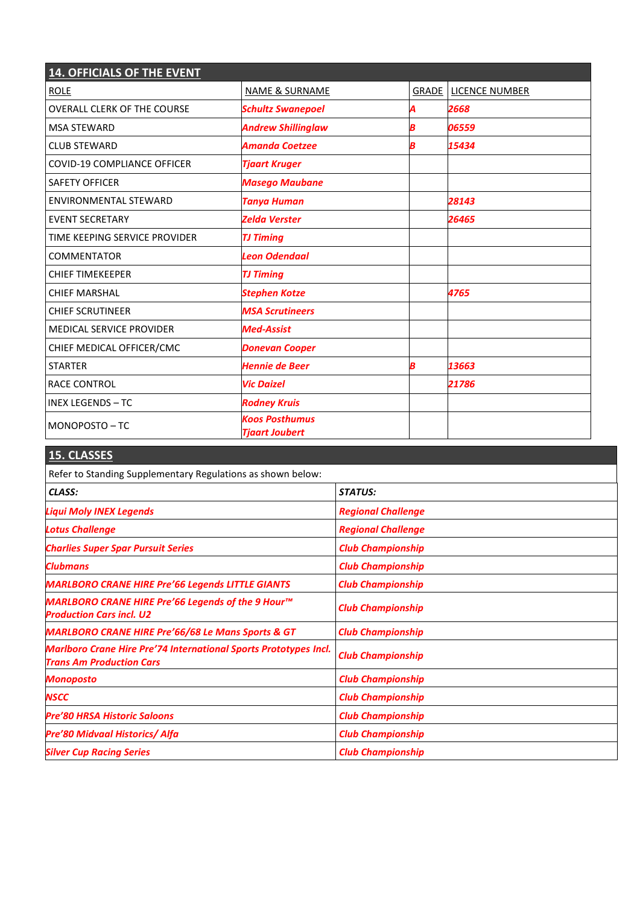## 14. OFFICIALS OF THE EVENT

| ROLE | NAME & SURNAME | GRADE | LICENCE NUMBER |
|---|---|---|---|
| OVERALL CLERK OF THE COURSE | *Schultz Swanepoel* | *A* | *2668* |
| MSA STEWARD | *Andrew Shillinglaw* | *B* | *06559* |
| CLUB STEWARD | *Amanda Coetzee* | *B* | *15434* |
| COVID-19 COMPLIANCE OFFICER | *Tjaart Kruger* | | |
| SAFETY OFFICER | *Masego Maubane* | | |
| ENVIRONMENTAL STEWARD | *Tanya Human* | | *28143* |
| EVENT SECRETARY | *Zelda Verster* | | *26465* |
| TIME KEEPING SERVICE PROVIDER | *TJ Timing* | | |
| COMMENTATOR | *Leon Odendaal* | | |
| CHIEF TIMEKEEPER | *TJ Timing* | | |
| CHIEF MARSHAL | *Stephen Kotze* | | *4765* |
| CHIEF SCRUTINEER | *MSA Scrutineers* | | |
| MEDICAL SERVICE PROVIDER | *Med-Assist* | | |
| CHIEF MEDICAL OFFICER/CMC | *Donevan Cooper* | | |
| STARTER | *Hennie de Beer* | *B* | *13663* |
| RACE CONTROL | *Vic Daizel* | | *21786* |
| INEX LEGENDS – TC | *Rodney Kruis* | | |
| MONOPOSTO – TC | *Koos Posthumus*<br>*Tjaart Joubert* | | |

## 15. CLASSES

Refer to Standing Supplementary Regulations as shown below:

| *CLASS:* | *STATUS:* |
|---|---|
| *Liqui Moly INEX Legends* | *Regional Challenge* |
| *Lotus Challenge* | *Regional Challenge* |
| *Charlies Super Spar Pursuit Series* | *Club Championship* |
| *Clubmans* | *Club Championship* |
| *MARLBORO CRANE HIRE Pre'66 Legends LITTLE GIANTS* | *Club Championship* |
| *MARLBORO CRANE HIRE Pre'66 Legends of the 9 Hour™ Production Cars incl. U2* | *Club Championship* |
| *MARLBORO CRANE HIRE Pre'66/68 Le Mans Sports & GT* | *Club Championship* |
| *Marlboro Crane Hire Pre'74 International Sports Prototypes Incl. Trans Am Production Cars* | *Club Championship* |
| *Monoposto* | *Club Championship* |
| *NSCC* | *Club Championship* |
| *Pre'80 HRSA Historic Saloons* | *Club Championship* |
| *Pre'80 Midvaal Historics/ Alfa* | *Club Championship* |
| *Silver Cup Racing Series* | *Club Championship* |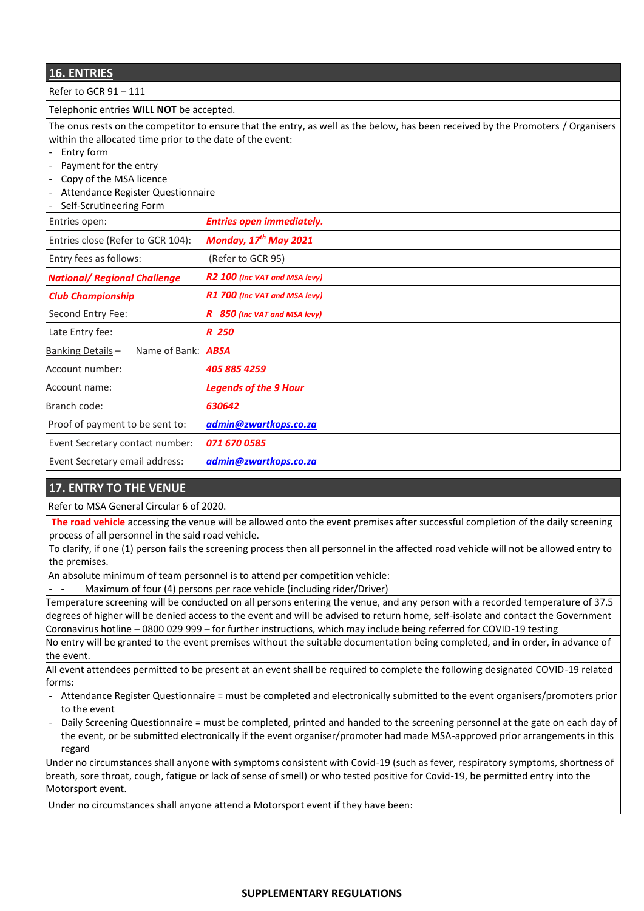## 16. ENTRIES

Refer to GCR 91 – 111

Telephonic entries **WILL NOT** be accepted.

The onus rests on the competitor to ensure that the entry, as well as the below, has been received by the Promoters / Organisers within the allocated time prior to the date of the event:

- Entry form
- Payment for the entry
- Copy of the MSA licence
- Attendance Register Questionnaire
- Self-Scrutineering Form

| | |
|---|---|
| Entries open: | ***Entries open immediately.*** |
| Entries close (Refer to GCR 104): | ***Monday, 17th May 2021*** |
| Entry fees as follows: | (Refer to GCR 95) |
| ***National/ Regional Challenge*** | ***R2 100 (Inc VAT and MSA levy)*** |
| ***Club Championship*** | ***R1 700 (Inc VAT and MSA levy)*** |
| Second Entry Fee: | ***R 850 (Inc VAT and MSA levy)*** |
| Late Entry fee: | ***R 250*** |
| Banking Details – Name of Bank: | ***ABSA*** |
| Account number: | ***405 885 4259*** |
| Account name: | ***Legends of the 9 Hour*** |
| Branch code: | ***630642*** |
| Proof of payment to be sent to: | ***admin@zwartkops.co.za*** |
| Event Secretary contact number: | ***071 670 0585*** |
| Event Secretary email address: | ***admin@zwartkops.co.za*** |

## 17. ENTRY TO THE VENUE

Refer to MSA General Circular 6 of 2020.

**The road vehicle** accessing the venue will be allowed onto the event premises after successful completion of the daily screening process of all personnel in the said road vehicle.
To clarify, if one (1) person fails the screening process then all personnel in the affected road vehicle will not be allowed entry to the premises.

An absolute minimum of team personnel is to attend per competition vehicle:

- Maximum of four (4) persons per race vehicle (including rider/Driver)

Temperature screening will be conducted on all persons entering the venue, and any person with a recorded temperature of 37.5 degrees of higher will be denied access to the event and will be advised to return home, self-isolate and contact the Government Coronavirus hotline – 0800 029 999 – for further instructions, which may include being referred for COVID-19 testing

No entry will be granted to the event premises without the suitable documentation being completed, and in order, in advance of the event.

All event attendees permitted to be present at an event shall be required to complete the following designated COVID-19 related forms:

- Attendance Register Questionnaire = must be completed and electronically submitted to the event organisers/promoters prior to the event
- Daily Screening Questionnaire = must be completed, printed and handed to the screening personnel at the gate on each day of the event, or be submitted electronically if the event organiser/promoter had made MSA-approved prior arrangements in this regard

Under no circumstances shall anyone with symptoms consistent with Covid-19 (such as fever, respiratory symptoms, shortness of breath, sore throat, cough, fatigue or lack of sense of smell) or who tested positive for Covid-19, be permitted entry into the Motorsport event.

Under no circumstances shall anyone attend a Motorsport event if they have been: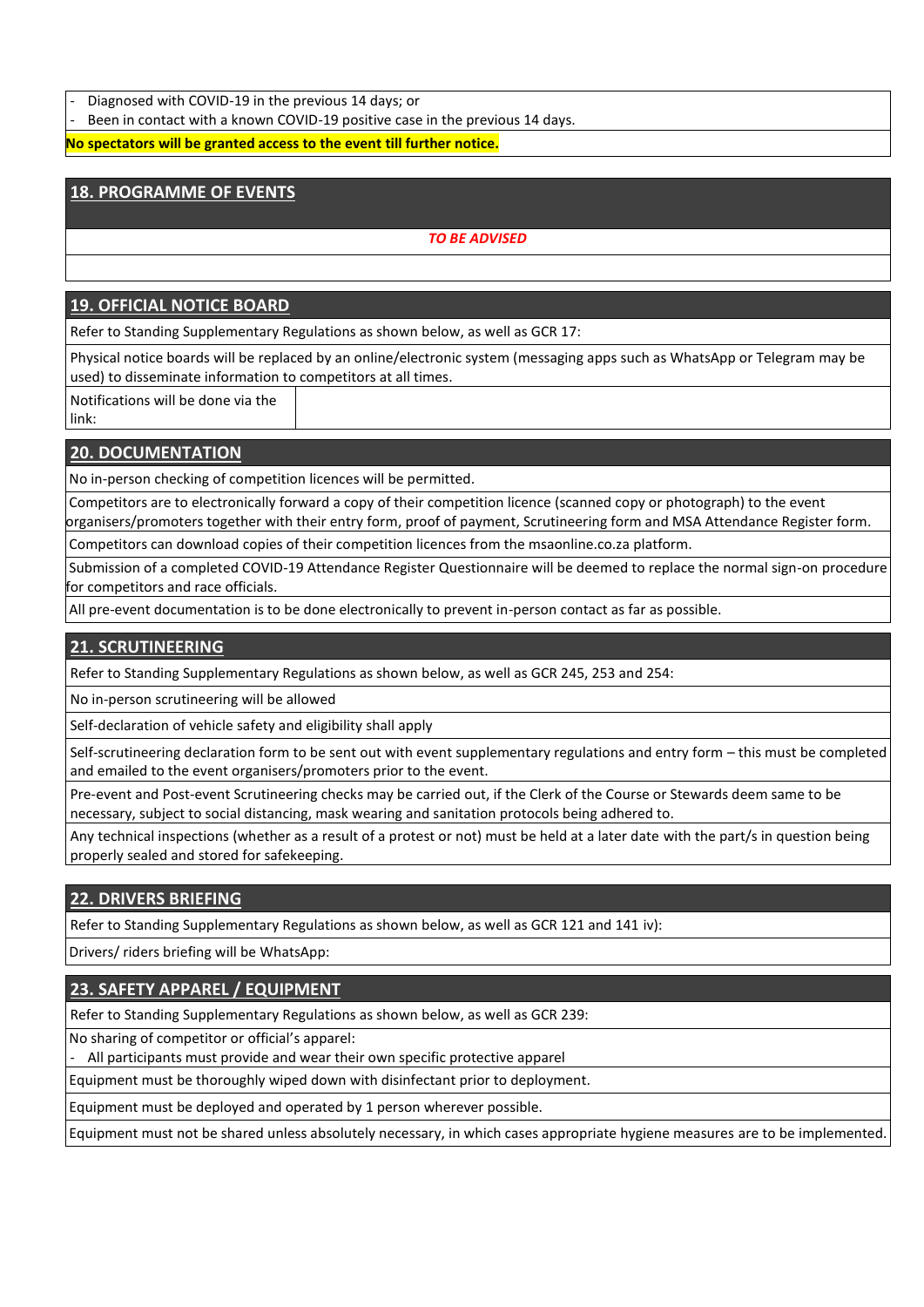- Diagnosed with COVID-19 in the previous 14 days; or
- Been in contact with a known COVID-19 positive case in the previous 14 days.

**No spectators will be granted access to the event till further notice.**

## 18. PROGRAMME OF EVENTS

*TO BE ADVISED*

## 19. OFFICIAL NOTICE BOARD

Refer to Standing Supplementary Regulations as shown below, as well as GCR 17:

Physical notice boards will be replaced by an online/electronic system (messaging apps such as WhatsApp or Telegram may be used) to disseminate information to competitors at all times.

| Notifications will be done via the link: | |
|---|---|

## 20. DOCUMENTATION

No in-person checking of competition licences will be permitted.

Competitors are to electronically forward a copy of their competition licence (scanned copy or photograph) to the event organisers/promoters together with their entry form, proof of payment, Scrutineering form and MSA Attendance Register form.

Competitors can download copies of their competition licences from the msaonline.co.za platform.

Submission of a completed COVID-19 Attendance Register Questionnaire will be deemed to replace the normal sign-on procedure for competitors and race officials.

All pre-event documentation is to be done electronically to prevent in-person contact as far as possible.

## 21. SCRUTINEERING

Refer to Standing Supplementary Regulations as shown below, as well as GCR 245, 253 and 254:

No in-person scrutineering will be allowed

Self-declaration of vehicle safety and eligibility shall apply

Self-scrutineering declaration form to be sent out with event supplementary regulations and entry form – this must be completed and emailed to the event organisers/promoters prior to the event.

Pre-event and Post-event Scrutineering checks may be carried out, if the Clerk of the Course or Stewards deem same to be necessary, subject to social distancing, mask wearing and sanitation protocols being adhered to.

Any technical inspections (whether as a result of a protest or not) must be held at a later date with the part/s in question being properly sealed and stored for safekeeping.

## 22. DRIVERS BRIEFING

Refer to Standing Supplementary Regulations as shown below, as well as GCR 121 and 141 iv):

Drivers/ riders briefing will be WhatsApp:

## 23. SAFETY APPAREL / EQUIPMENT

Refer to Standing Supplementary Regulations as shown below, as well as GCR 239:

No sharing of competitor or official's apparel:
- All participants must provide and wear their own specific protective apparel

Equipment must be thoroughly wiped down with disinfectant prior to deployment.

Equipment must be deployed and operated by 1 person wherever possible.

Equipment must not be shared unless absolutely necessary, in which cases appropriate hygiene measures are to be implemented.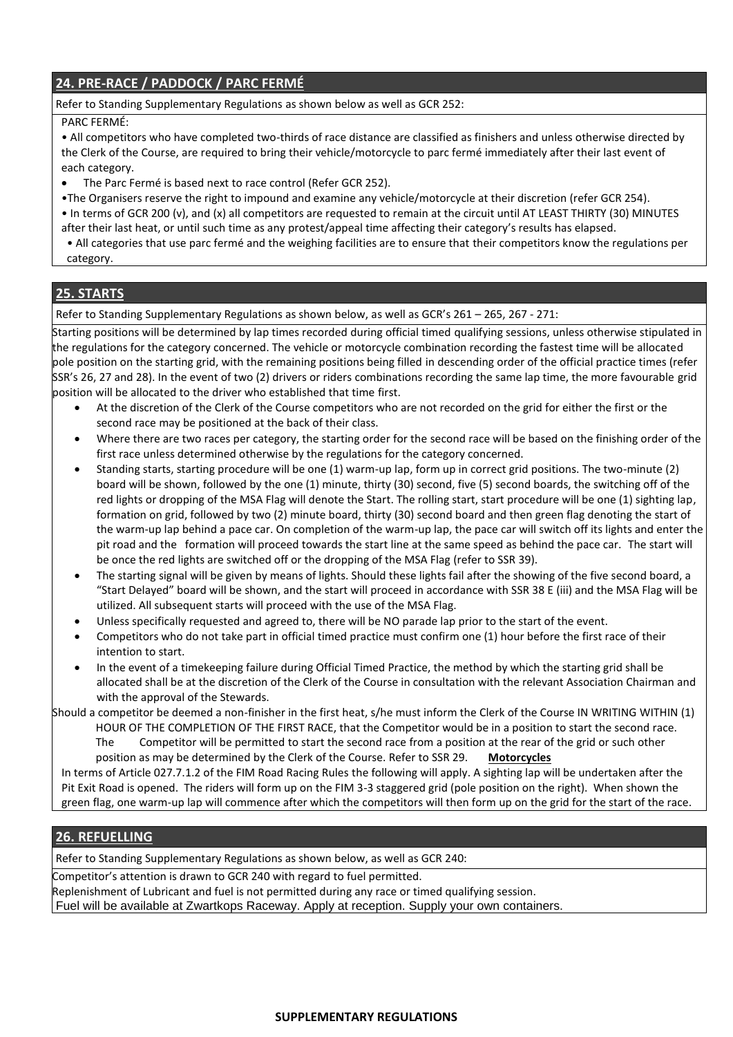## 24. PRE-RACE / PADDOCK / PARC FERMÉ

Refer to Standing Supplementary Regulations as shown below as well as GCR 252:

PARC FERMÉ:

- All competitors who have completed two-thirds of race distance are classified as finishers and unless otherwise directed by the Clerk of the Course, are required to bring their vehicle/motorcycle to parc fermé immediately after their last event of each category.
- The Parc Fermé is based next to race control (Refer GCR 252).
- The Organisers reserve the right to impound and examine any vehicle/motorcycle at their discretion (refer GCR 254).
- In terms of GCR 200 (v), and (x) all competitors are requested to remain at the circuit until AT LEAST THIRTY (30) MINUTES after their last heat, or until such time as any protest/appeal time affecting their category's results has elapsed.
- All categories that use parc fermé and the weighing facilities are to ensure that their competitors know the regulations per category.

## 25. STARTS

Refer to Standing Supplementary Regulations as shown below, as well as GCR's 261 – 265, 267 - 271:

Starting positions will be determined by lap times recorded during official timed qualifying sessions, unless otherwise stipulated in the regulations for the category concerned. The vehicle or motorcycle combination recording the fastest time will be allocated pole position on the starting grid, with the remaining positions being filled in descending order of the official practice times (refer SSR's 26, 27 and 28). In the event of two (2) drivers or riders combinations recording the same lap time, the more favourable grid position will be allocated to the driver who established that time first.

- At the discretion of the Clerk of the Course competitors who are not recorded on the grid for either the first or the second race may be positioned at the back of their class.
- Where there are two races per category, the starting order for the second race will be based on the finishing order of the first race unless determined otherwise by the regulations for the category concerned.
- Standing starts, starting procedure will be one (1) warm-up lap, form up in correct grid positions. The two-minute (2) board will be shown, followed by the one (1) minute, thirty (30) second, five (5) second boards, the switching off of the red lights or dropping of the MSA Flag will denote the Start. The rolling start, start procedure will be one (1) sighting lap, formation on grid, followed by two (2) minute board, thirty (30) second board and then green flag denoting the start of the warm-up lap behind a pace car. On completion of the warm-up lap, the pace car will switch off its lights and enter the pit road and the formation will proceed towards the start line at the same speed as behind the pace car. The start will be once the red lights are switched off or the dropping of the MSA Flag (refer to SSR 39).
- The starting signal will be given by means of lights. Should these lights fail after the showing of the five second board, a "Start Delayed" board will be shown, and the start will proceed in accordance with SSR 38 E (iii) and the MSA Flag will be utilized. All subsequent starts will proceed with the use of the MSA Flag.
- Unless specifically requested and agreed to, there will be NO parade lap prior to the start of the event.
- Competitors who do not take part in official timed practice must confirm one (1) hour before the first race of their intention to start.
- In the event of a timekeeping failure during Official Timed Practice, the method by which the starting grid shall be allocated shall be at the discretion of the Clerk of the Course in consultation with the relevant Association Chairman and with the approval of the Stewards.

Should a competitor be deemed a non-finisher in the first heat, s/he must inform the Clerk of the Course IN WRITING WITHIN (1) HOUR OF THE COMPLETION OF THE FIRST RACE, that the Competitor would be in a position to start the second race. The Competitor will be permitted to start the second race from a position at the rear of the grid or such other position as may be determined by the Clerk of the Course. Refer to SSR 29.

**Motorcycles**

In terms of Article 027.7.1.2 of the FIM Road Racing Rules the following will apply. A sighting lap will be undertaken after the Pit Exit Road is opened. The riders will form up on the FIM 3-3 staggered grid (pole position on the right). When shown the green flag, one warm-up lap will commence after which the competitors will then form up on the grid for the start of the race.

## 26. REFUELLING

Refer to Standing Supplementary Regulations as shown below, as well as GCR 240:

Competitor's attention is drawn to GCR 240 with regard to fuel permitted.

Replenishment of Lubricant and fuel is not permitted during any race or timed qualifying session.

Fuel will be available at Zwartkops Raceway. Apply at reception. Supply your own containers.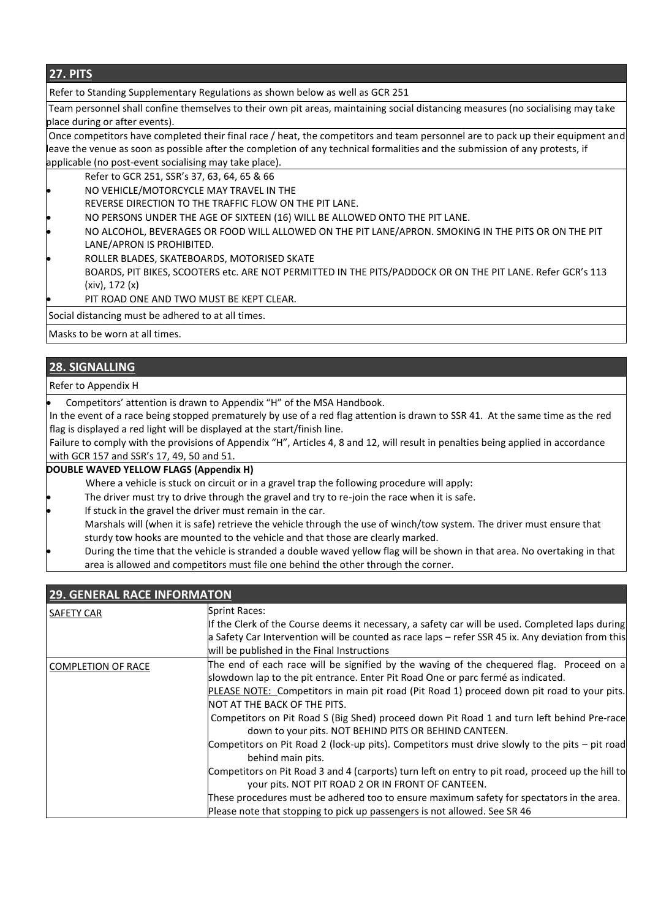## 27. PITS

Refer to Standing Supplementary Regulations as shown below as well as GCR 251

Team personnel shall confine themselves to their own pit areas, maintaining social distancing measures (no socialising may take place during or after events).

Once competitors have completed their final race / heat, the competitors and team personnel are to pack up their equipment and leave the venue as soon as possible after the completion of any technical formalities and the submission of any protests, if applicable (no post-event socialising may take place).

Refer to GCR 251, SSR's 37, 63, 64, 65 & 66

- NO VEHICLE/MOTORCYCLE MAY TRAVEL IN THE REVERSE DIRECTION TO THE TRAFFIC FLOW ON THE PIT LANE.
- NO PERSONS UNDER THE AGE OF SIXTEEN (16) WILL BE ALLOWED ONTO THE PIT LANE.
- NO ALCOHOL, BEVERAGES OR FOOD WILL ALLOWED ON THE PIT LANE/APRON. SMOKING IN THE PITS OR ON THE PIT LANE/APRON IS PROHIBITED.
- ROLLER BLADES, SKATEBOARDS, MOTORISED SKATE BOARDS, PIT BIKES, SCOOTERS etc. ARE NOT PERMITTED IN THE PITS/PADDOCK OR ON THE PIT LANE. Refer GCR's 113 (xiv), 172 (x)
- PIT ROAD ONE AND TWO MUST BE KEPT CLEAR.

Social distancing must be adhered to at all times.

Masks to be worn at all times.

## 28. SIGNALLING

Refer to Appendix H

- Competitors' attention is drawn to Appendix "H" of the MSA Handbook.

In the event of a race being stopped prematurely by use of a red flag attention is drawn to SSR 41. At the same time as the red flag is displayed a red light will be displayed at the start/finish line.

Failure to comply with the provisions of Appendix "H", Articles 4, 8 and 12, will result in penalties being applied in accordance with GCR 157 and SSR's 17, 49, 50 and 51.

**DOUBLE WAVED YELLOW FLAGS (Appendix H)**

Where a vehicle is stuck on circuit or in a gravel trap the following procedure will apply:

- The driver must try to drive through the gravel and try to re-join the race when it is safe.
- If stuck in the gravel the driver must remain in the car.
  Marshals will (when it is safe) retrieve the vehicle through the use of winch/tow system. The driver must ensure that sturdy tow hooks are mounted to the vehicle and that those are clearly marked.
- During the time that the vehicle is stranded a double waved yellow flag will be shown in that area. No overtaking in that area is allowed and competitors must file one behind the other through the corner.

## 29. GENERAL RACE INFORMATON

| | |
|---|---|
| SAFETY CAR | Sprint Races:<br>If the Clerk of the Course deems it necessary, a safety car will be used. Completed laps during a Safety Car Intervention will be counted as race laps – refer SSR 45 ix. Any deviation from this will be published in the Final Instructions |
| COMPLETION OF RACE | The end of each race will be signified by the waving of the chequered flag. Proceed on a slowdown lap to the pit entrance. Enter Pit Road One or parc fermé as indicated.<br>PLEASE NOTE: Competitors in main pit road (Pit Road 1) proceed down pit road to your pits. NOT AT THE BACK OF THE PITS.<br>Competitors on Pit Road S (Big Shed) proceed down Pit Road 1 and turn left behind Pre-race down to your pits. NOT BEHIND PITS OR BEHIND CANTEEN.<br>Competitors on Pit Road 2 (lock-up pits). Competitors must drive slowly to the pits – pit road behind main pits.<br>Competitors on Pit Road 3 and 4 (carports) turn left on entry to pit road, proceed up the hill to your pits. NOT PIT ROAD 2 OR IN FRONT OF CANTEEN.<br>These procedures must be adhered too to ensure maximum safety for spectators in the area.<br>Please note that stopping to pick up passengers is not allowed. See SR 46 |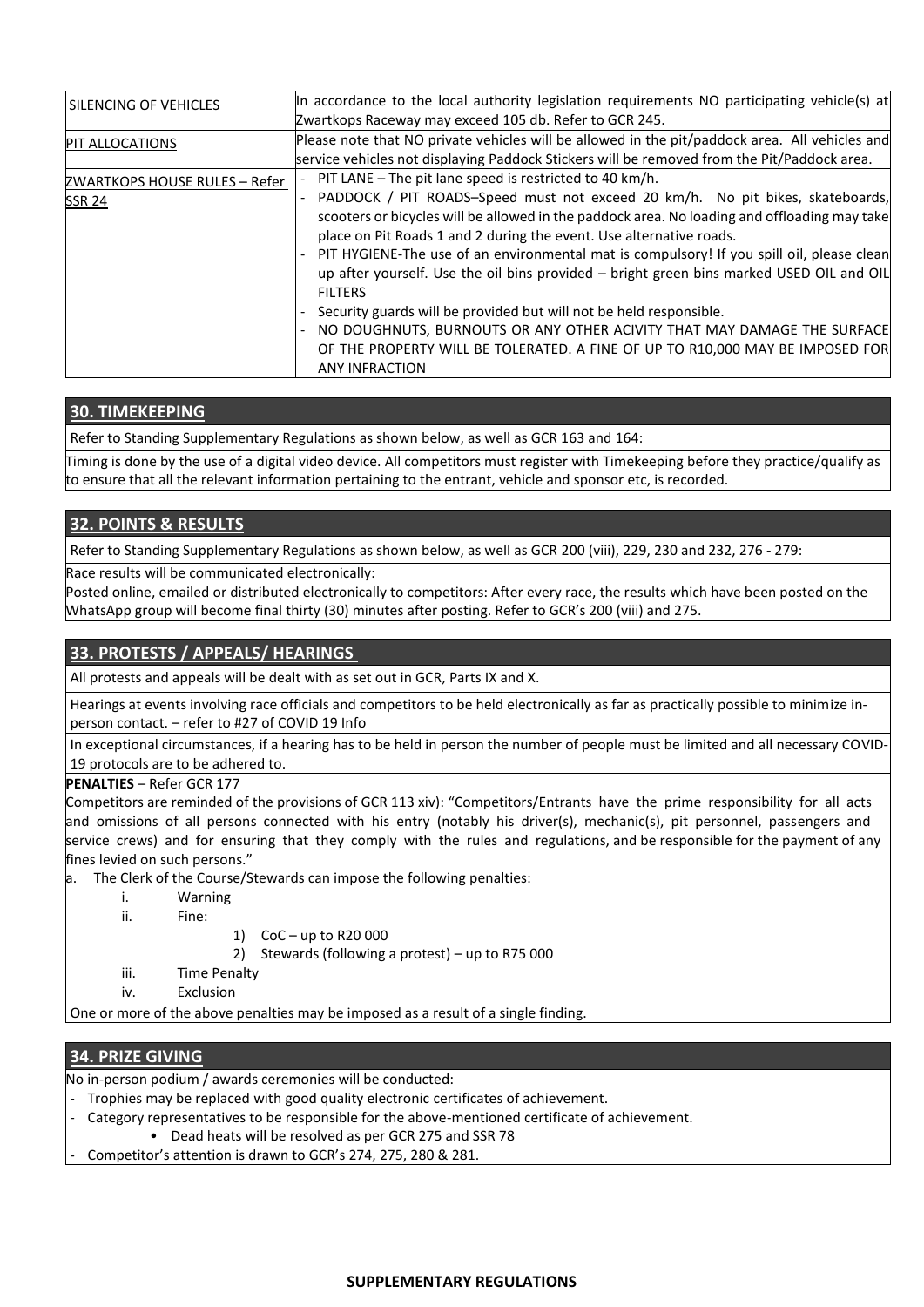| | |
|---|---|
| SILENCING OF VEHICLES | In accordance to the local authority legislation requirements NO participating vehicle(s) at Zwartkops Raceway may exceed 105 db. Refer to GCR 245. |
| PIT ALLOCATIONS | Please note that NO private vehicles will be allowed in the pit/paddock area. All vehicles and service vehicles not displaying Paddock Stickers will be removed from the Pit/Paddock area. |
| ZWARTKOPS HOUSE RULES – Refer SSR 24 | - PIT LANE – The pit lane speed is restricted to 40 km/h.<br>- PADDOCK / PIT ROADS–Speed must not exceed 20 km/h. No pit bikes, skateboards, scooters or bicycles will be allowed in the paddock area. No loading and offloading may take place on Pit Roads 1 and 2 during the event. Use alternative roads.<br>- PIT HYGIENE-The use of an environmental mat is compulsory! If you spill oil, please clean up after yourself. Use the oil bins provided – bright green bins marked USED OIL and OIL FILTERS<br>- Security guards will be provided but will not be held responsible.<br>- NO DOUGHNUTS, BURNOUTS OR ANY OTHER ACIVITY THAT MAY DAMAGE THE SURFACE OF THE PROPERTY WILL BE TOLERATED. A FINE OF UP TO R10,000 MAY BE IMPOSED FOR ANY INFRACTION |

## 30. TIMEKEEPING

Refer to Standing Supplementary Regulations as shown below, as well as GCR 163 and 164:

Timing is done by the use of a digital video device. All competitors must register with Timekeeping before they practice/qualify as to ensure that all the relevant information pertaining to the entrant, vehicle and sponsor etc, is recorded.

## 32. POINTS & RESULTS

Refer to Standing Supplementary Regulations as shown below, as well as GCR 200 (viii), 229, 230 and 232, 276 - 279:

Race results will be communicated electronically:
Posted online, emailed or distributed electronically to competitors: After every race, the results which have been posted on the WhatsApp group will become final thirty (30) minutes after posting. Refer to GCR's 200 (viii) and 275.

## 33. PROTESTS / APPEALS/ HEARINGS

All protests and appeals will be dealt with as set out in GCR, Parts IX and X.

Hearings at events involving race officials and competitors to be held electronically as far as practically possible to minimize in-person contact. – refer to #27 of COVID 19 Info

In exceptional circumstances, if a hearing has to be held in person the number of people must be limited and all necessary COVID-19 protocols are to be adhered to.

**PENALTIES** – Refer GCR 177

Competitors are reminded of the provisions of GCR 113 xiv): "Competitors/Entrants have the prime responsibility for all acts and omissions of all persons connected with his entry (notably his driver(s), mechanic(s), pit personnel, passengers and service crews) and for ensuring that they comply with the rules and regulations, and be responsible for the payment of any fines levied on such persons."

a. The Clerk of the Course/Stewards can impose the following penalties:
   - i. Warning
   - ii. Fine:
     1) CoC – up to R20 000
     2) Stewards (following a protest) – up to R75 000
   - iii. Time Penalty
   - iv. Exclusion

One or more of the above penalties may be imposed as a result of a single finding.

## 34. PRIZE GIVING

No in-person podium / awards ceremonies will be conducted:

- Trophies may be replaced with good quality electronic certificates of achievement.
- Category representatives to be responsible for the above-mentioned certificate of achievement.
  - Dead heats will be resolved as per GCR 275 and SSR 78
- Competitor's attention is drawn to GCR's 274, 275, 280 & 281.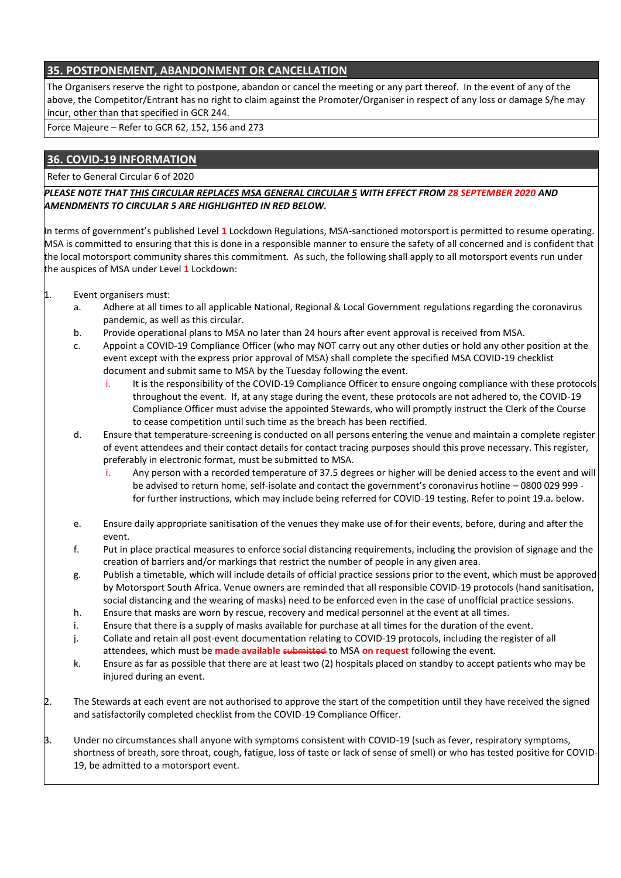## 35. POSTPONEMENT, ABANDONMENT OR CANCELLATION

The Organisers reserve the right to postpone, abandon or cancel the meeting or any part thereof. In the event of any of the above, the Competitor/Entrant has no right to claim against the Promoter/Organiser in respect of any loss or damage S/he may incur, other than that specified in GCR 244.

Force Majeure – Refer to GCR 62, 152, 156 and 273

## 36. COVID-19 INFORMATION

Refer to General Circular 6 of 2020

***PLEASE NOTE THAT THIS CIRCULAR REPLACES MSA GENERAL CIRCULAR 5 WITH EFFECT FROM 28 SEPTEMBER 2020 AND AMENDMENTS TO CIRCULAR 5 ARE HIGHLIGHTED IN RED BELOW.***

In terms of government's published Level 1 Lockdown Regulations, MSA-sanctioned motorsport is permitted to resume operating. MSA is committed to ensuring that this is done in a responsible manner to ensure the safety of all concerned and is confident that the local motorsport community shares this commitment. As such, the following shall apply to all motorsport events run under the auspices of MSA under Level 1 Lockdown:

1. Event organisers must:
   a. Adhere at all times to all applicable National, Regional & Local Government regulations regarding the coronavirus pandemic, as well as this circular.
   b. Provide operational plans to MSA no later than 24 hours after event approval is received from MSA.
   c. Appoint a COVID-19 Compliance Officer (who may NOT carry out any other duties or hold any other position at the event except with the express prior approval of MSA) shall complete the specified MSA COVID-19 checklist document and submit same to MSA by the Tuesday following the event.
      i. It is the responsibility of the COVID-19 Compliance Officer to ensure ongoing compliance with these protocols throughout the event. If, at any stage during the event, these protocols are not adhered to, the COVID-19 Compliance Officer must advise the appointed Stewards, who will promptly instruct the Clerk of the Course to cease competition until such time as the breach has been rectified.
   d. Ensure that temperature-screening is conducted on all persons entering the venue and maintain a complete register of event attendees and their contact details for contact tracing purposes should this prove necessary. This register, preferably in electronic format, must be submitted to MSA.
      i. Any person with a recorded temperature of 37.5 degrees or higher will be denied access to the event and will be advised to return home, self-isolate and contact the government's coronavirus hotline – 0800 029 999 - for further instructions, which may include being referred for COVID-19 testing. Refer to point 19.a. below.
   e. Ensure daily appropriate sanitisation of the venues they make use of for their events, before, during and after the event.
   f. Put in place practical measures to enforce social distancing requirements, including the provision of signage and the creation of barriers and/or markings that restrict the number of people in any given area.
   g. Publish a timetable, which will include details of official practice sessions prior to the event, which must be approved by Motorsport South Africa. Venue owners are reminded that all responsible COVID-19 protocols (hand sanitisation, social distancing and the wearing of masks) need to be enforced even in the case of unofficial practice sessions.
   h. Ensure that masks are worn by rescue, recovery and medical personnel at the event at all times.
   i. Ensure that there is a supply of masks available for purchase at all times for the duration of the event.
   j. Collate and retain all post-event documentation relating to COVID-19 protocols, including the register of all attendees, which must be **made available** ~~submitted~~ to MSA **on request** following the event.
   k. Ensure as far as possible that there are at least two (2) hospitals placed on standby to accept patients who may be injured during an event.
2. The Stewards at each event are not authorised to approve the start of the competition until they have received the signed and satisfactorily completed checklist from the COVID-19 Compliance Officer.
3. Under no circumstances shall anyone with symptoms consistent with COVID-19 (such as fever, respiratory symptoms, shortness of breath, sore throat, cough, fatigue, loss of taste or lack of sense of smell) or who has tested positive for COVID-19, be admitted to a motorsport event.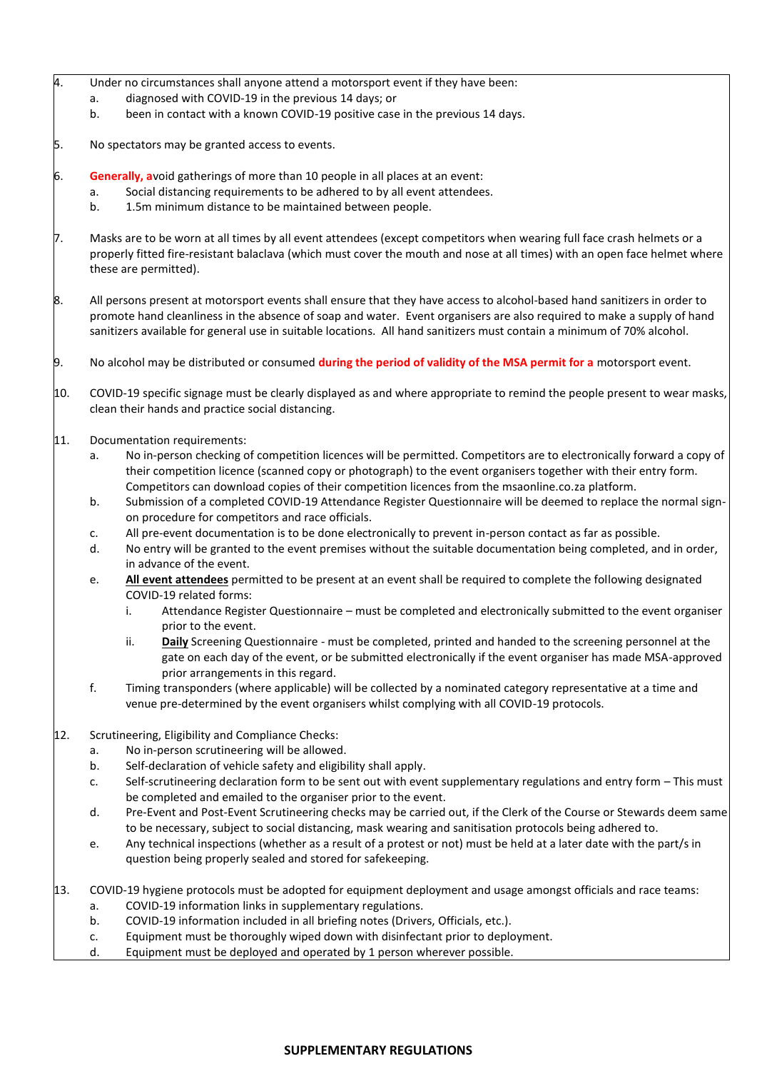4. Under no circumstances shall anyone attend a motorsport event if they have been:
   a. diagnosed with COVID-19 in the previous 14 days; or
   b. been in contact with a known COVID-19 positive case in the previous 14 days.

5. No spectators may be granted access to events.

6. **Generally, a**void gatherings of more than 10 people in all places at an event:
   a. Social distancing requirements to be adhered to by all event attendees.
   b. 1.5m minimum distance to be maintained between people.

7. Masks are to be worn at all times by all event attendees (except competitors when wearing full face crash helmets or a properly fitted fire-resistant balaclava (which must cover the mouth and nose at all times) with an open face helmet where these are permitted).

8. All persons present at motorsport events shall ensure that they have access to alcohol-based hand sanitizers in order to promote hand cleanliness in the absence of soap and water. Event organisers are also required to make a supply of hand sanitizers available for general use in suitable locations. All hand sanitizers must contain a minimum of 70% alcohol.

9. No alcohol may be distributed or consumed **during the period of validity of the MSA permit for a** motorsport event.

10. COVID-19 specific signage must be clearly displayed as and where appropriate to remind the people present to wear masks, clean their hands and practice social distancing.

11. Documentation requirements:
    a. No in-person checking of competition licences will be permitted. Competitors are to electronically forward a copy of their competition licence (scanned copy or photograph) to the event organisers together with their entry form. Competitors can download copies of their competition licences from the msaonline.co.za platform.
    b. Submission of a completed COVID-19 Attendance Register Questionnaire will be deemed to replace the normal sign-on procedure for competitors and race officials.
    c. All pre-event documentation is to be done electronically to prevent in-person contact as far as possible.
    d. No entry will be granted to the event premises without the suitable documentation being completed, and in order, in advance of the event.
    e. **<u>All event attendees</u>** permitted to be present at an event shall be required to complete the following designated COVID-19 related forms:
       i. Attendance Register Questionnaire – must be completed and electronically submitted to the event organiser prior to the event.
       ii. **<u>Daily</u>** Screening Questionnaire - must be completed, printed and handed to the screening personnel at the gate on each day of the event, or be submitted electronically if the event organiser has made MSA-approved prior arrangements in this regard.
    f. Timing transponders (where applicable) will be collected by a nominated category representative at a time and venue pre-determined by the event organisers whilst complying with all COVID-19 protocols.

12. Scrutineering, Eligibility and Compliance Checks:
    a. No in-person scrutineering will be allowed.
    b. Self-declaration of vehicle safety and eligibility shall apply.
    c. Self-scrutineering declaration form to be sent out with event supplementary regulations and entry form – This must be completed and emailed to the organiser prior to the event.
    d. Pre-Event and Post-Event Scrutineering checks may be carried out, if the Clerk of the Course or Stewards deem same to be necessary, subject to social distancing, mask wearing and sanitisation protocols being adhered to.
    e. Any technical inspections (whether as a result of a protest or not) must be held at a later date with the part/s in question being properly sealed and stored for safekeeping.

13. COVID-19 hygiene protocols must be adopted for equipment deployment and usage amongst officials and race teams:
    a. COVID-19 information links in supplementary regulations.
    b. COVID-19 information included in all briefing notes (Drivers, Officials, etc.).
    c. Equipment must be thoroughly wiped down with disinfectant prior to deployment.
    d. Equipment must be deployed and operated by 1 person wherever possible.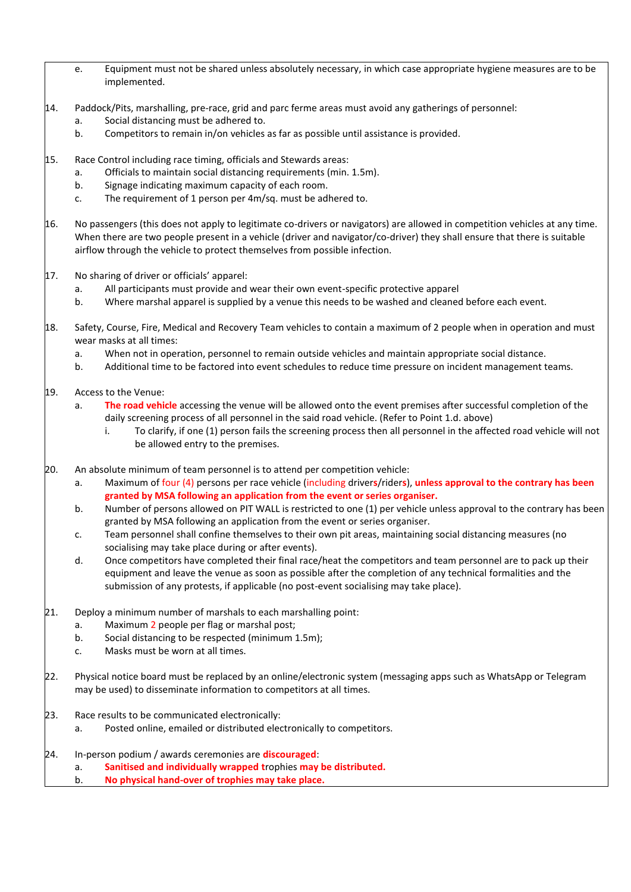e. Equipment must not be shared unless absolutely necessary, in which case appropriate hygiene measures are to be implemented.

14. Paddock/Pits, marshalling, pre-race, grid and parc ferme areas must avoid any gatherings of personnel:
    a. Social distancing must be adhered to.
    b. Competitors to remain in/on vehicles as far as possible until assistance is provided.

15. Race Control including race timing, officials and Stewards areas:
    a. Officials to maintain social distancing requirements (min. 1.5m).
    b. Signage indicating maximum capacity of each room.
    c. The requirement of 1 person per 4m/sq. must be adhered to.

16. No passengers (this does not apply to legitimate co-drivers or navigators) are allowed in competition vehicles at any time. When there are two people present in a vehicle (driver and navigator/co-driver) they shall ensure that there is suitable airflow through the vehicle to protect themselves from possible infection.

17. No sharing of driver or officials' apparel:
    a. All participants must provide and wear their own event-specific protective apparel
    b. Where marshal apparel is supplied by a venue this needs to be washed and cleaned before each event.

18. Safety, Course, Fire, Medical and Recovery Team vehicles to contain a maximum of 2 people when in operation and must wear masks at all times:
    a. When not in operation, personnel to remain outside vehicles and maintain appropriate social distance.
    b. Additional time to be factored into event schedules to reduce time pressure on incident management teams.

19. Access to the Venue:
    a. **The road vehicle** accessing the venue will be allowed onto the event premises after successful completion of the daily screening process of all personnel in the said road vehicle. (Refer to Point 1.d. above)
        i. To clarify, if one (1) person fails the screening process then all personnel in the affected road vehicle will not be allowed entry to the premises.

20. An absolute minimum of team personnel is to attend per competition vehicle:
    a. Maximum of four (4) persons per race vehicle (including drivers/riders), **unless approval to the contrary has been granted by MSA following an application from the event or series organiser.**
    b. Number of persons allowed on PIT WALL is restricted to one (1) per vehicle unless approval to the contrary has been granted by MSA following an application from the event or series organiser.
    c. Team personnel shall confine themselves to their own pit areas, maintaining social distancing measures (no socialising may take place during or after events).
    d. Once competitors have completed their final race/heat the competitors and team personnel are to pack up their equipment and leave the venue as soon as possible after the completion of any technical formalities and the submission of any protests, if applicable (no post-event socialising may take place).

21. Deploy a minimum number of marshals to each marshalling point:
    a. Maximum 2 people per flag or marshal post;
    b. Social distancing to be respected (minimum 1.5m);
    c. Masks must be worn at all times.

22. Physical notice board must be replaced by an online/electronic system (messaging apps such as WhatsApp or Telegram may be used) to disseminate information to competitors at all times.

23. Race results to be communicated electronically:
    a. Posted online, emailed or distributed electronically to competitors.

24. In-person podium / awards ceremonies are **discouraged**:
    a. **Sanitised and individually wrapped** trophies **may be distributed.**
    b. **No physical hand-over of trophies may take place.**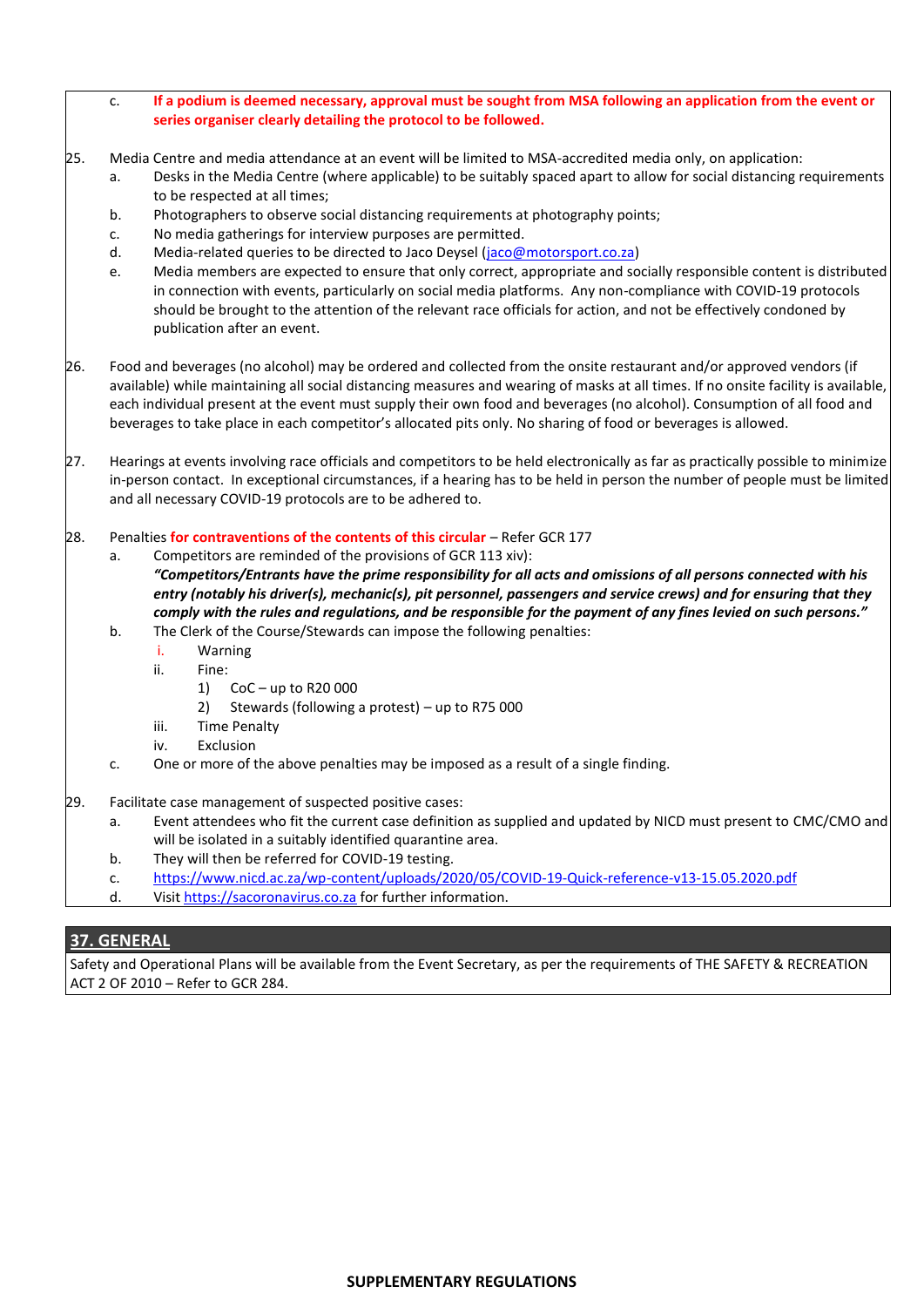c. **If a podium is deemed necessary, approval must be sought from MSA following an application from the event or series organiser clearly detailing the protocol to be followed.**

25. Media Centre and media attendance at an event will be limited to MSA-accredited media only, on application:
    a. Desks in the Media Centre (where applicable) to be suitably spaced apart to allow for social distancing requirements to be respected at all times;
    b. Photographers to observe social distancing requirements at photography points;
    c. No media gatherings for interview purposes are permitted.
    d. Media-related queries to be directed to Jaco Deysel (jaco@motorsport.co.za)
    e. Media members are expected to ensure that only correct, appropriate and socially responsible content is distributed in connection with events, particularly on social media platforms. Any non-compliance with COVID-19 protocols should be brought to the attention of the relevant race officials for action, and not be effectively condoned by publication after an event.

26. Food and beverages (no alcohol) may be ordered and collected from the onsite restaurant and/or approved vendors (if available) while maintaining all social distancing measures and wearing of masks at all times. If no onsite facility is available, each individual present at the event must supply their own food and beverages (no alcohol). Consumption of all food and beverages to take place in each competitor's allocated pits only. No sharing of food or beverages is allowed.

27. Hearings at events involving race officials and competitors to be held electronically as far as practically possible to minimize in-person contact. In exceptional circumstances, if a hearing has to be held in person the number of people must be limited and all necessary COVID-19 protocols are to be adhered to.

28. Penalties **for contraventions of the contents of this circular** – Refer GCR 177
    a. Competitors are reminded of the provisions of GCR 113 xiv):
       ***"Competitors/Entrants have the prime responsibility for all acts and omissions of all persons connected with his entry (notably his driver(s), mechanic(s), pit personnel, passengers and service crews) and for ensuring that they comply with the rules and regulations, and be responsible for the payment of any fines levied on such persons."***
    b. The Clerk of the Course/Stewards can impose the following penalties:
       i. Warning
       ii. Fine:
          1) CoC – up to R20 000
          2) Stewards (following a protest) – up to R75 000
       iii. Time Penalty
       iv. Exclusion
    c. One or more of the above penalties may be imposed as a result of a single finding.

29. Facilitate case management of suspected positive cases:
    a. Event attendees who fit the current case definition as supplied and updated by NICD must present to CMC/CMO and will be isolated in a suitably identified quarantine area.
    b. They will then be referred for COVID-19 testing.
    c. https://www.nicd.ac.za/wp-content/uploads/2020/05/COVID-19-Quick-reference-v13-15.05.2020.pdf
    d. Visit https://sacoronavirus.co.za for further information.

## 37. GENERAL

Safety and Operational Plans will be available from the Event Secretary, as per the requirements of THE SAFETY & RECREATION ACT 2 OF 2010 – Refer to GCR 284.